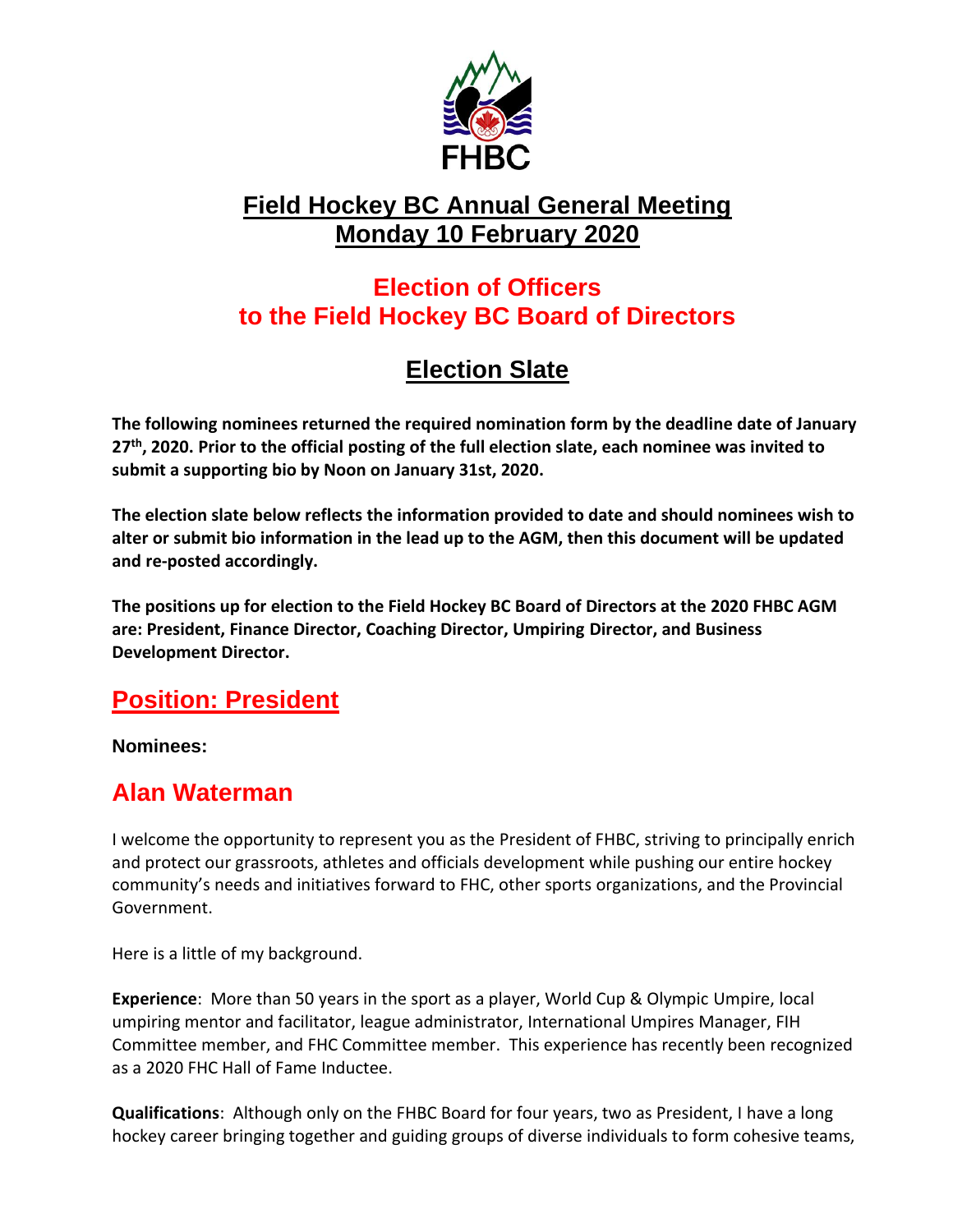FHBC

# Field Hockey BC Annual General Meeting
# Monday 10 February 2020

## Election of Officers
## to the Field Hockey BC Board of Directors

## Election Slate

**The following nominees returned the required nomination form by the deadline date of January 27th, 2020. Prior to the official posting of the full election slate, each nominee was invited to submit a supporting bio by Noon on January 31st, 2020.**

**The election slate below reflects the information provided to date and should nominees wish to alter or submit bio information in the lead up to the AGM, then this document will be updated and re-posted accordingly.**

**The positions up for election to the Field Hockey BC Board of Directors at the 2020 FHBC AGM are: President, Finance Director, Coaching Director, Umpiring Director, and Business Development Director.**

## Position: President

**Nominees:**

### Alan Waterman

I welcome the opportunity to represent you as the President of FHBC, striving to principally enrich and protect our grassroots, athletes and officials development while pushing our entire hockey community's needs and initiatives forward to FHC, other sports organizations, and the Provincial Government.

Here is a little of my background.

**Experience**: More than 50 years in the sport as a player, World Cup & Olympic Umpire, local umpiring mentor and facilitator, league administrator, International Umpires Manager, FIH Committee member, and FHC Committee member. This experience has recently been recognized as a 2020 FHC Hall of Fame Inductee.

**Qualifications**: Although only on the FHBC Board for four years, two as President, I have a long hockey career bringing together and guiding groups of diverse individuals to form cohesive teams,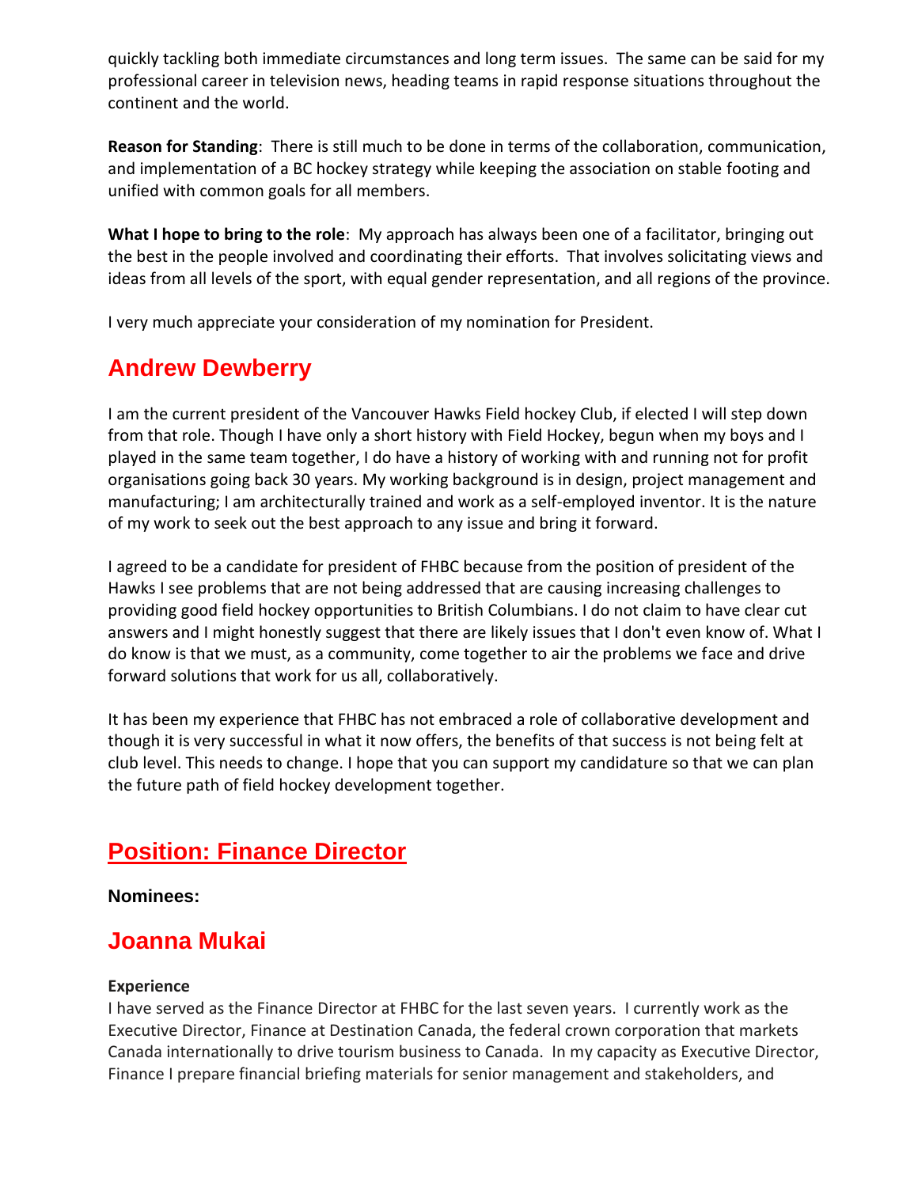quickly tackling both immediate circumstances and long term issues. The same can be said for my professional career in television news, heading teams in rapid response situations throughout the continent and the world.

**Reason for Standing**: There is still much to be done in terms of the collaboration, communication, and implementation of a BC hockey strategy while keeping the association on stable footing and unified with common goals for all members.

**What I hope to bring to the role**: My approach has always been one of a facilitator, bringing out the best in the people involved and coordinating their efforts. That involves solicitating views and ideas from all levels of the sport, with equal gender representation, and all regions of the province.

I very much appreciate your consideration of my nomination for President.

## Andrew Dewberry

I am the current president of the Vancouver Hawks Field hockey Club, if elected I will step down from that role. Though I have only a short history with Field Hockey, begun when my boys and I played in the same team together, I do have a history of working with and running not for profit organisations going back 30 years. My working background is in design, project management and manufacturing; I am architecturally trained and work as a self-employed inventor. It is the nature of my work to seek out the best approach to any issue and bring it forward.

I agreed to be a candidate for president of FHBC because from the position of president of the Hawks I see problems that are not being addressed that are causing increasing challenges to providing good field hockey opportunities to British Columbians. I do not claim to have clear cut answers and I might honestly suggest that there are likely issues that I don't even know of. What I do know is that we must, as a community, come together to air the problems we face and drive forward solutions that work for us all, collaboratively.

It has been my experience that FHBC has not embraced a role of collaborative development and though it is very successful in what it now offers, the benefits of that success is not being felt at club level. This needs to change. I hope that you can support my candidature so that we can plan the future path of field hockey development together.

# Position: Finance Director

**Nominees:**

## Joanna Mukai

**Experience**
I have served as the Finance Director at FHBC for the last seven years. I currently work as the Executive Director, Finance at Destination Canada, the federal crown corporation that markets Canada internationally to drive tourism business to Canada. In my capacity as Executive Director, Finance I prepare financial briefing materials for senior management and stakeholders, and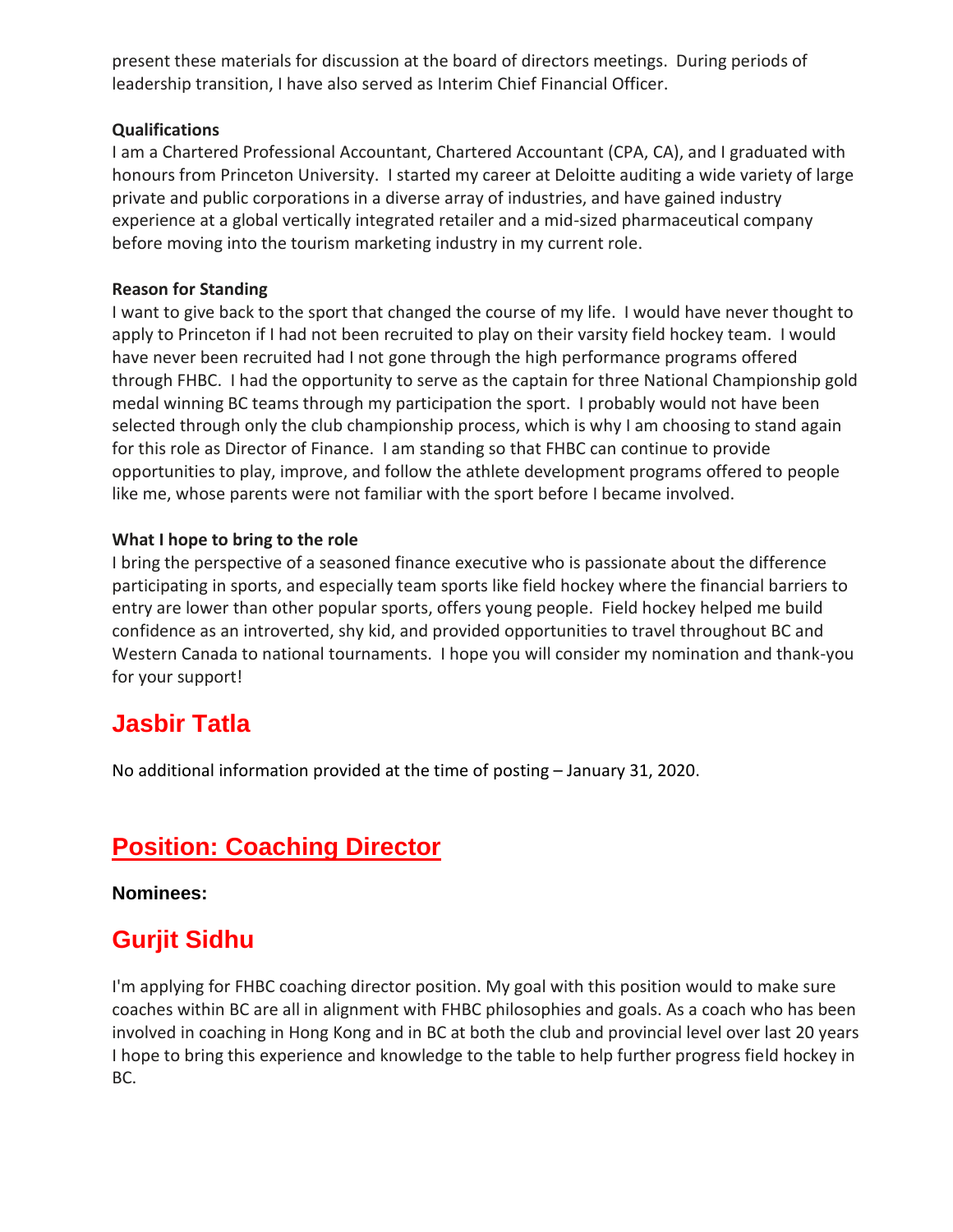present these materials for discussion at the board of directors meetings. During periods of leadership transition, I have also served as Interim Chief Financial Officer.

**Qualifications**

I am a Chartered Professional Accountant, Chartered Accountant (CPA, CA), and I graduated with honours from Princeton University. I started my career at Deloitte auditing a wide variety of large private and public corporations in a diverse array of industries, and have gained industry experience at a global vertically integrated retailer and a mid-sized pharmaceutical company before moving into the tourism marketing industry in my current role.

**Reason for Standing**

I want to give back to the sport that changed the course of my life. I would have never thought to apply to Princeton if I had not been recruited to play on their varsity field hockey team. I would have never been recruited had I not gone through the high performance programs offered through FHBC. I had the opportunity to serve as the captain for three National Championship gold medal winning BC teams through my participation the sport. I probably would not have been selected through only the club championship process, which is why I am choosing to stand again for this role as Director of Finance. I am standing so that FHBC can continue to provide opportunities to play, improve, and follow the athlete development programs offered to people like me, whose parents were not familiar with the sport before I became involved.

**What I hope to bring to the role**

I bring the perspective of a seasoned finance executive who is passionate about the difference participating in sports, and especially team sports like field hockey where the financial barriers to entry are lower than other popular sports, offers young people. Field hockey helped me build confidence as an introverted, shy kid, and provided opportunities to travel throughout BC and Western Canada to national tournaments. I hope you will consider my nomination and thank-you for your support!

## Jasbir Tatla

No additional information provided at the time of posting – January 31, 2020.

# Position: Coaching Director

**Nominees:**

## Gurjit Sidhu

I'm applying for FHBC coaching director position. My goal with this position would to make sure coaches within BC are all in alignment with FHBC philosophies and goals. As a coach who has been involved in coaching in Hong Kong and in BC at both the club and provincial level over last 20 years I hope to bring this experience and knowledge to the table to help further progress field hockey in BC.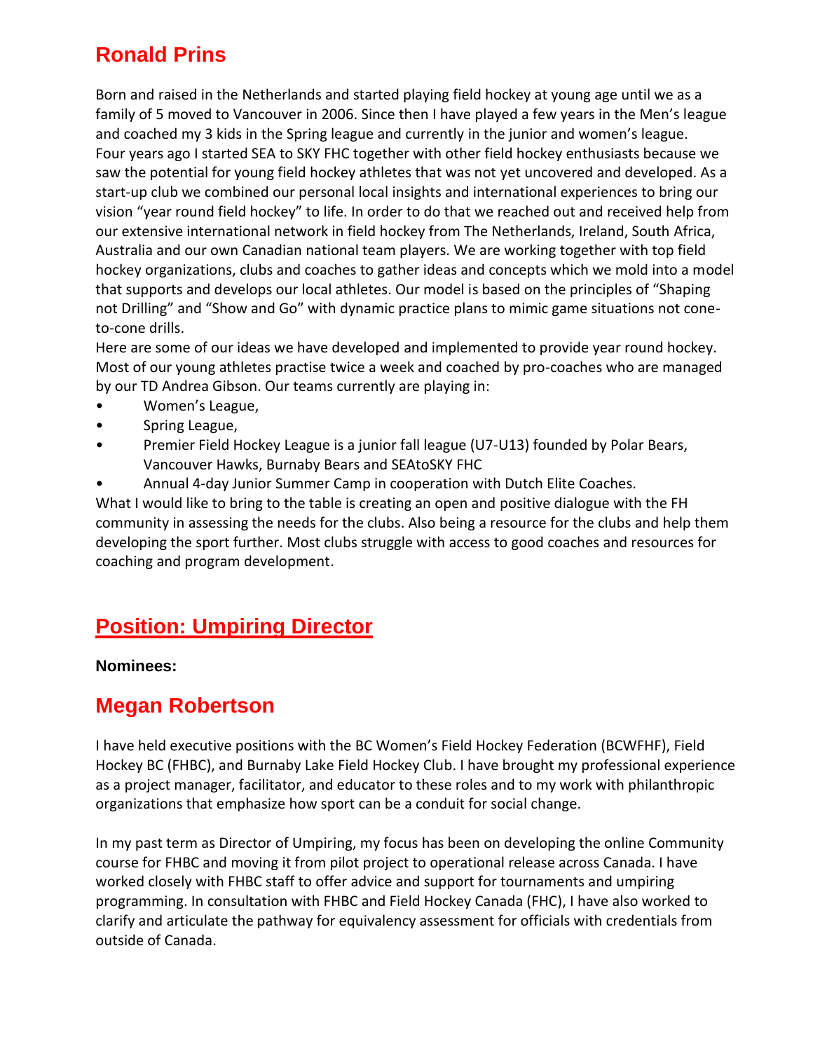## Ronald Prins

Born and raised in the Netherlands and started playing field hockey at young age until we as a family of 5 moved to Vancouver in 2006. Since then I have played a few years in the Men's league and coached my 3 kids in the Spring league and currently in the junior and women's league. Four years ago I started SEA to SKY FHC together with other field hockey enthusiasts because we saw the potential for young field hockey athletes that was not yet uncovered and developed. As a start-up club we combined our personal local insights and international experiences to bring our vision "year round field hockey" to life. In order to do that we reached out and received help from our extensive international network in field hockey from The Netherlands, Ireland, South Africa, Australia and our own Canadian national team players. We are working together with top field hockey organizations, clubs and coaches to gather ideas and concepts which we mold into a model that supports and develops our local athletes. Our model is based on the principles of "Shaping not Drilling" and "Show and Go" with dynamic practice plans to mimic game situations not cone-to-cone drills.

Here are some of our ideas we have developed and implemented to provide year round hockey. Most of our young athletes practise twice a week and coached by pro-coaches who are managed by our TD Andrea Gibson. Our teams currently are playing in:

- Women's League,
- Spring League,
- Premier Field Hockey League is a junior fall league (U7-U13) founded by Polar Bears, Vancouver Hawks, Burnaby Bears and SEAtoSKY FHC
- Annual 4-day Junior Summer Camp in cooperation with Dutch Elite Coaches.

What I would like to bring to the table is creating an open and positive dialogue with the FH community in assessing the needs for the clubs. Also being a resource for the clubs and help them developing the sport further. Most clubs struggle with access to good coaches and resources for coaching and program development.

# Position: Umpiring Director

**Nominees:**

## Megan Robertson

I have held executive positions with the BC Women's Field Hockey Federation (BCWFHF), Field Hockey BC (FHBC), and Burnaby Lake Field Hockey Club. I have brought my professional experience as a project manager, facilitator, and educator to these roles and to my work with philanthropic organizations that emphasize how sport can be a conduit for social change.

In my past term as Director of Umpiring, my focus has been on developing the online Community course for FHBC and moving it from pilot project to operational release across Canada. I have worked closely with FHBC staff to offer advice and support for tournaments and umpiring programming. In consultation with FHBC and Field Hockey Canada (FHC), I have also worked to clarify and articulate the pathway for equivalency assessment for officials with credentials from outside of Canada.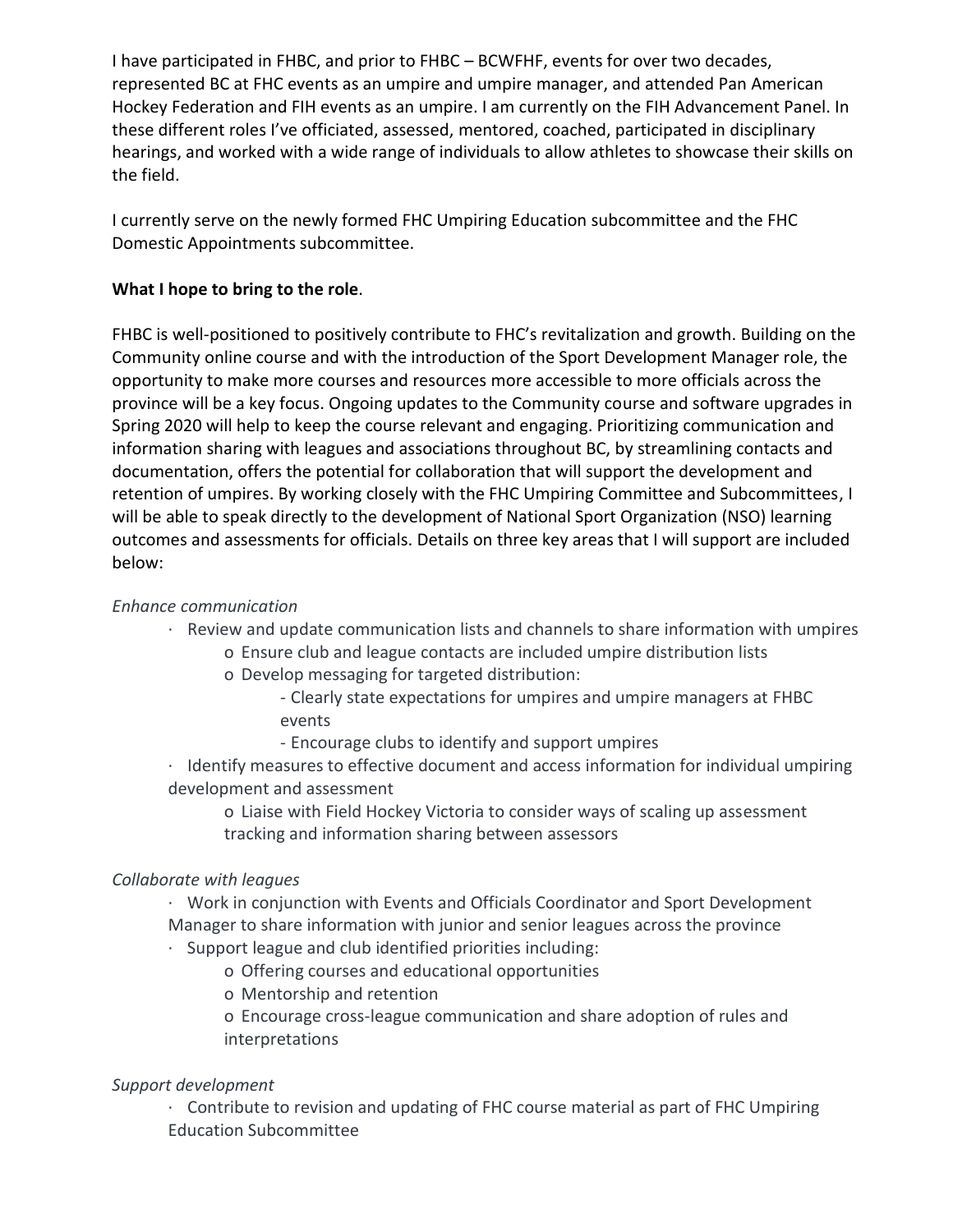I have participated in FHBC, and prior to FHBC – BCWFHF, events for over two decades, represented BC at FHC events as an umpire and umpire manager, and attended Pan American Hockey Federation and FIH events as an umpire. I am currently on the FIH Advancement Panel. In these different roles I've officiated, assessed, mentored, coached, participated in disciplinary hearings, and worked with a wide range of individuals to allow athletes to showcase their skills on the field.

I currently serve on the newly formed FHC Umpiring Education subcommittee and the FHC Domestic Appointments subcommittee.

**What I hope to bring to the role**.

FHBC is well-positioned to positively contribute to FHC's revitalization and growth. Building on the Community online course and with the introduction of the Sport Development Manager role, the opportunity to make more courses and resources more accessible to more officials across the province will be a key focus. Ongoing updates to the Community course and software upgrades in Spring 2020 will help to keep the course relevant and engaging. Prioritizing communication and information sharing with leagues and associations throughout BC, by streamlining contacts and documentation, offers the potential for collaboration that will support the development and retention of umpires. By working closely with the FHC Umpiring Committee and Subcommittees, I will be able to speak directly to the development of National Sport Organization (NSO) learning outcomes and assessments for officials. Details on three key areas that I will support are included below:

*Enhance communication*

- Review and update communication lists and channels to share information with umpires
  - Ensure club and league contacts are included umpire distribution lists
  - Develop messaging for targeted distribution:
    - Clearly state expectations for umpires and umpire managers at FHBC events
    - Encourage clubs to identify and support umpires
- Identify measures to effective document and access information for individual umpiring development and assessment
  - Liaise with Field Hockey Victoria to consider ways of scaling up assessment tracking and information sharing between assessors

*Collaborate with leagues*

- Work in conjunction with Events and Officials Coordinator and Sport Development Manager to share information with junior and senior leagues across the province
- Support league and club identified priorities including:
  - Offering courses and educational opportunities
  - Mentorship and retention
  - Encourage cross-league communication and share adoption of rules and interpretations

*Support development*

- Contribute to revision and updating of FHC course material as part of FHC Umpiring Education Subcommittee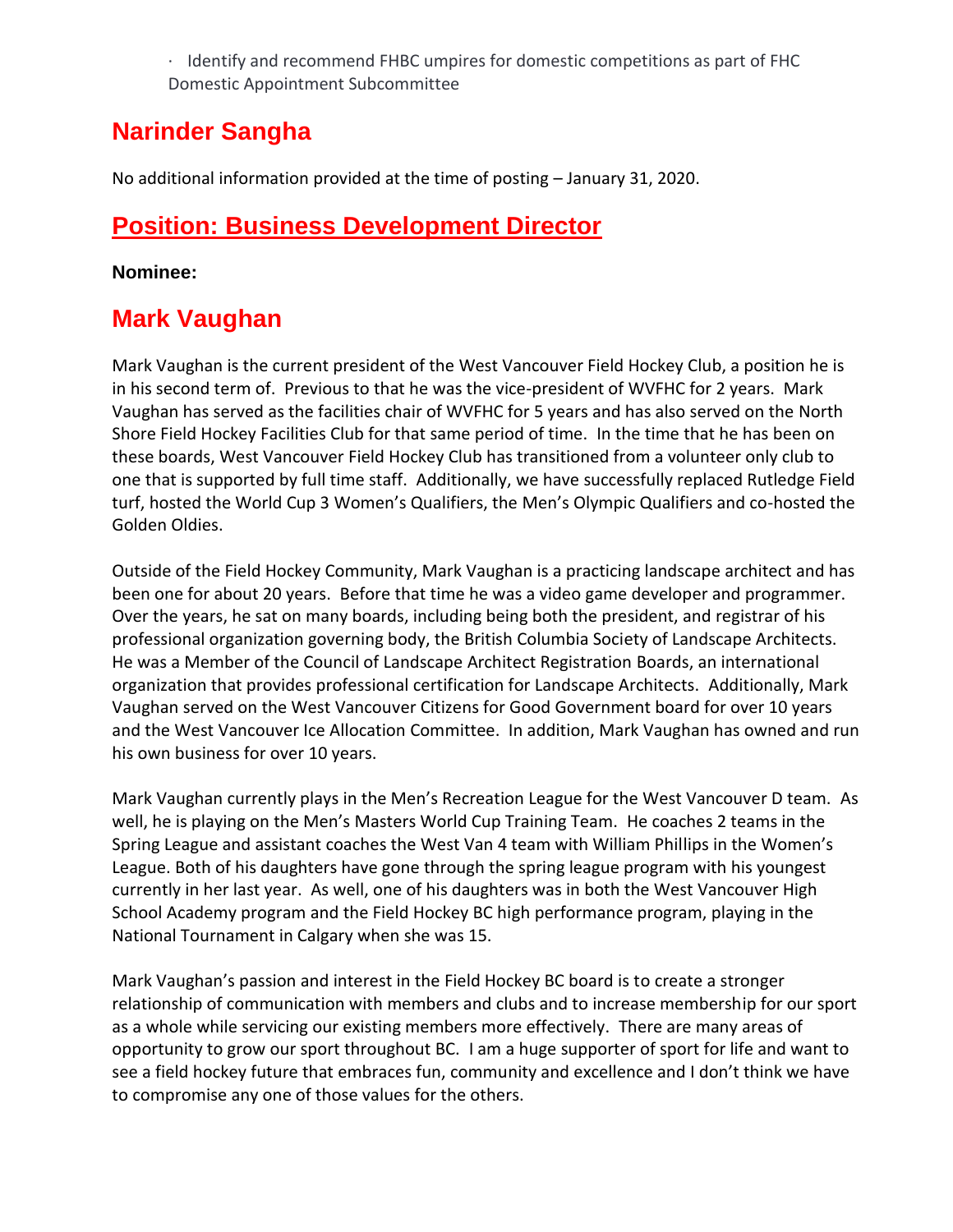· Identify and recommend FHBC umpires for domestic competitions as part of FHC Domestic Appointment Subcommittee

## Narinder Sangha

No additional information provided at the time of posting – January 31, 2020.

# Position: Business Development Director

**Nominee:**

## Mark Vaughan

Mark Vaughan is the current president of the West Vancouver Field Hockey Club, a position he is in his second term of. Previous to that he was the vice-president of WVFHC for 2 years. Mark Vaughan has served as the facilities chair of WVFHC for 5 years and has also served on the North Shore Field Hockey Facilities Club for that same period of time. In the time that he has been on these boards, West Vancouver Field Hockey Club has transitioned from a volunteer only club to one that is supported by full time staff. Additionally, we have successfully replaced Rutledge Field turf, hosted the World Cup 3 Women's Qualifiers, the Men's Olympic Qualifiers and co-hosted the Golden Oldies.

Outside of the Field Hockey Community, Mark Vaughan is a practicing landscape architect and has been one for about 20 years. Before that time he was a video game developer and programmer. Over the years, he sat on many boards, including being both the president, and registrar of his professional organization governing body, the British Columbia Society of Landscape Architects. He was a Member of the Council of Landscape Architect Registration Boards, an international organization that provides professional certification for Landscape Architects. Additionally, Mark Vaughan served on the West Vancouver Citizens for Good Government board for over 10 years and the West Vancouver Ice Allocation Committee. In addition, Mark Vaughan has owned and run his own business for over 10 years.

Mark Vaughan currently plays in the Men's Recreation League for the West Vancouver D team. As well, he is playing on the Men's Masters World Cup Training Team. He coaches 2 teams in the Spring League and assistant coaches the West Van 4 team with William Phillips in the Women's League. Both of his daughters have gone through the spring league program with his youngest currently in her last year. As well, one of his daughters was in both the West Vancouver High School Academy program and the Field Hockey BC high performance program, playing in the National Tournament in Calgary when she was 15.

Mark Vaughan's passion and interest in the Field Hockey BC board is to create a stronger relationship of communication with members and clubs and to increase membership for our sport as a whole while servicing our existing members more effectively. There are many areas of opportunity to grow our sport throughout BC. I am a huge supporter of sport for life and want to see a field hockey future that embraces fun, community and excellence and I don't think we have to compromise any one of those values for the others.